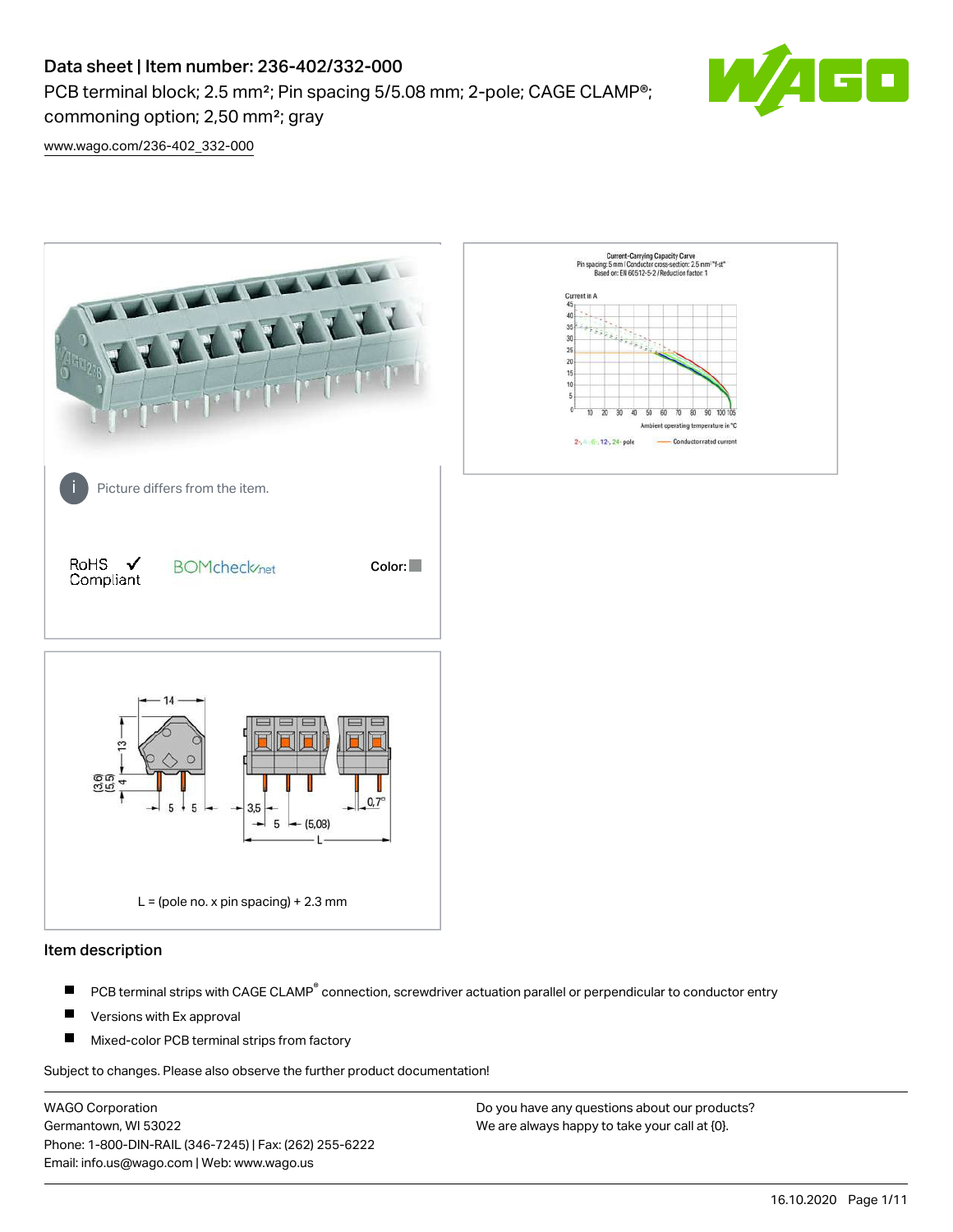# Data sheet | Item number: 236-402/332-000

PCB terminal block; 2.5 mm²; Pin spacing 5/5.08 mm; 2-pole; CAGE CLAMP®; commoning option; 2,50 mm²; gray

www.wago.com/236-402_332-000

Picture differs from the item.

RoHS ✓ Compliant

BOMcheck.net

Color:

L = (pole no. x pin spacing) + 2.3 mm

## Item description

- PCB terminal strips with CAGE CLAMP® connection, screwdriver actuation parallel or perpendicular to conductor entry
- Versions with Ex approval
- Mixed-color PCB terminal strips from factory

Subject to changes. Please also observe the further product documentation!

WAGO Corporation
Germantown, WI 53022
Phone: 1-800-DIN-RAIL (346-7245) | Fax: (262) 255-6222
Email: info.us@wago.com | Web: www.wago.us

Do you have any questions about our products?
We are always happy to take your call at {0}.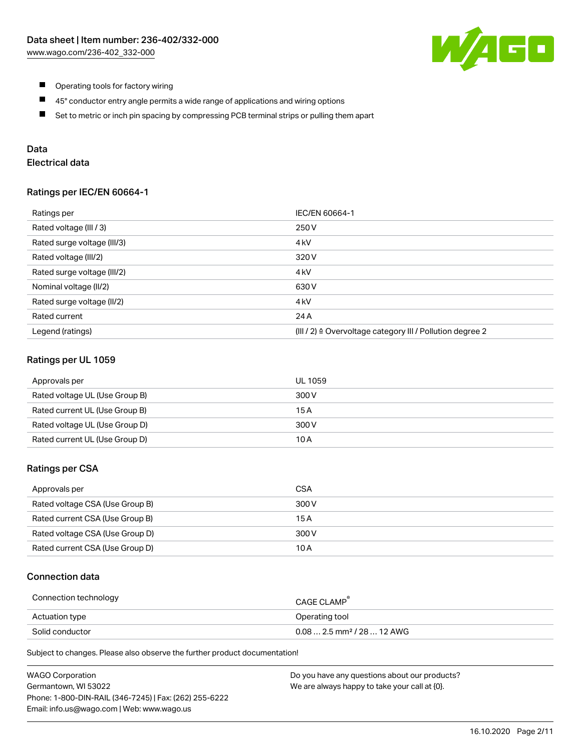- Operating tools for factory wiring
- 45° conductor entry angle permits a wide range of applications and wiring options
- Set to metric or inch pin spacing by compressing PCB terminal strips or pulling them apart

## Data

### Electrical data

#### Ratings per IEC/EN 60664-1

| Ratings per | IEC/EN 60664-1 |
|---|---|
| Rated voltage (III / 3) | 250 V |
| Rated surge voltage (III/3) | 4 kV |
| Rated voltage (III/2) | 320 V |
| Rated surge voltage (III/2) | 4 kV |
| Nominal voltage (II/2) | 630 V |
| Rated surge voltage (II/2) | 4 kV |
| Rated current | 24 A |
| Legend (ratings) | (III / 2) ≙ Overvoltage category III / Pollution degree 2 |

#### Ratings per UL 1059

| Approvals per | UL 1059 |
|---|---|
| Rated voltage UL (Use Group B) | 300 V |
| Rated current UL (Use Group B) | 15 A |
| Rated voltage UL (Use Group D) | 300 V |
| Rated current UL (Use Group D) | 10 A |

#### Ratings per CSA

| Approvals per | CSA |
|---|---|
| Rated voltage CSA (Use Group B) | 300 V |
| Rated current CSA (Use Group B) | 15 A |
| Rated voltage CSA (Use Group D) | 300 V |
| Rated current CSA (Use Group D) | 10 A |

### Connection data

| Connection technology | CAGE CLAMP® |
|---|---|
| Actuation type | Operating tool |
| Solid conductor | 0.08 … 2.5 mm² / 28 … 12 AWG |

Subject to changes. Please also observe the further product documentation!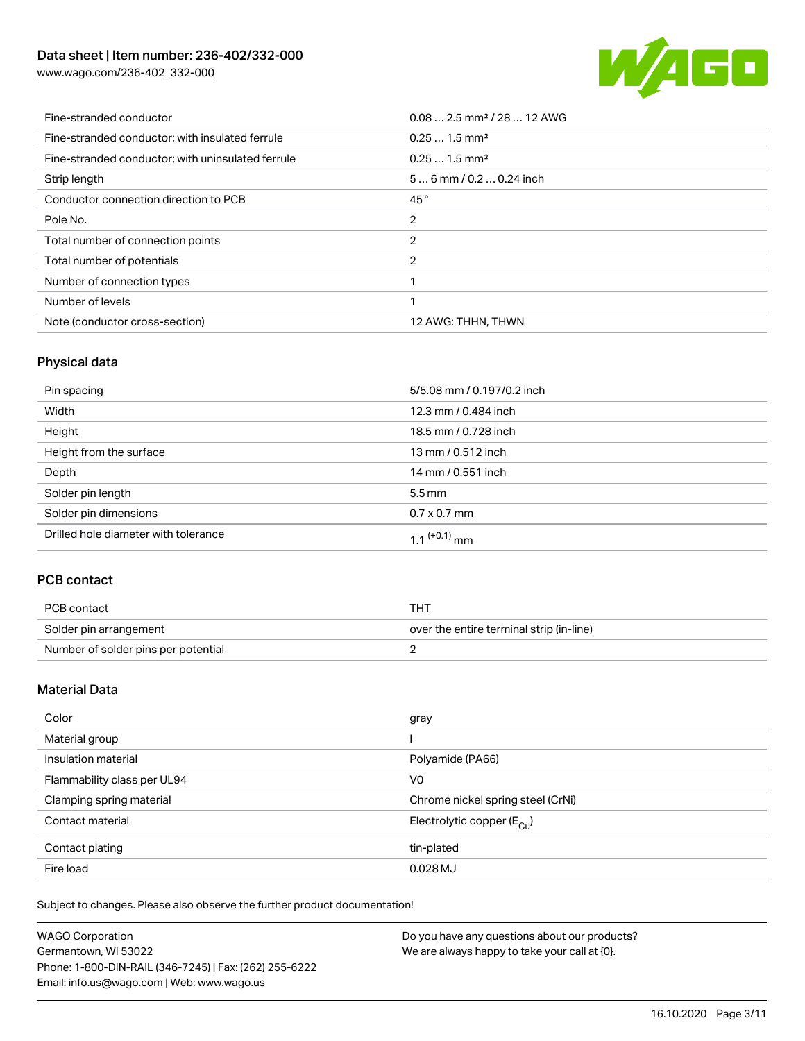| Fine-stranded conductor | 0.08 … 2.5 mm² / 28 … 12 AWG |
| --- | --- |
| Fine-stranded conductor; with insulated ferrule | 0.25 … 1.5 mm² |
| Fine-stranded conductor; with uninsulated ferrule | 0.25 … 1.5 mm² |
| Strip length | 5 … 6 mm / 0.2 … 0.24 inch |
| Conductor connection direction to PCB | 45 ° |
| Pole No. | 2 |
| Total number of connection points | 2 |
| Total number of potentials | 2 |
| Number of connection types | 1 |
| Number of levels | 1 |
| Note (conductor cross-section) | 12 AWG: THHN, THWN |

## Physical data

| Pin spacing | 5/5.08 mm / 0.197/0.2 inch |
| --- | --- |
| Width | 12.3 mm / 0.484 inch |
| Height | 18.5 mm / 0.728 inch |
| Height from the surface | 13 mm / 0.512 inch |
| Depth | 14 mm / 0.551 inch |
| Solder pin length | 5.5 mm |
| Solder pin dimensions | 0.7 x 0.7 mm |
| Drilled hole diameter with tolerance | $1.1^{(+0.1)}$ mm |

## PCB contact

| PCB contact | THT |
| --- | --- |
| Solder pin arrangement | over the entire terminal strip (in-line) |
| Number of solder pins per potential | 2 |

## Material Data

| Color | gray |
| --- | --- |
| Material group | I |
| Insulation material | Polyamide (PA66) |
| Flammability class per UL94 | V0 |
| Clamping spring material | Chrome nickel spring steel (CrNi) |
| Contact material | Electrolytic copper ($E_{Cu}$) |
| Contact plating | tin-plated |
| Fire load | 0.028 MJ |

Subject to changes. Please also observe the further product documentation!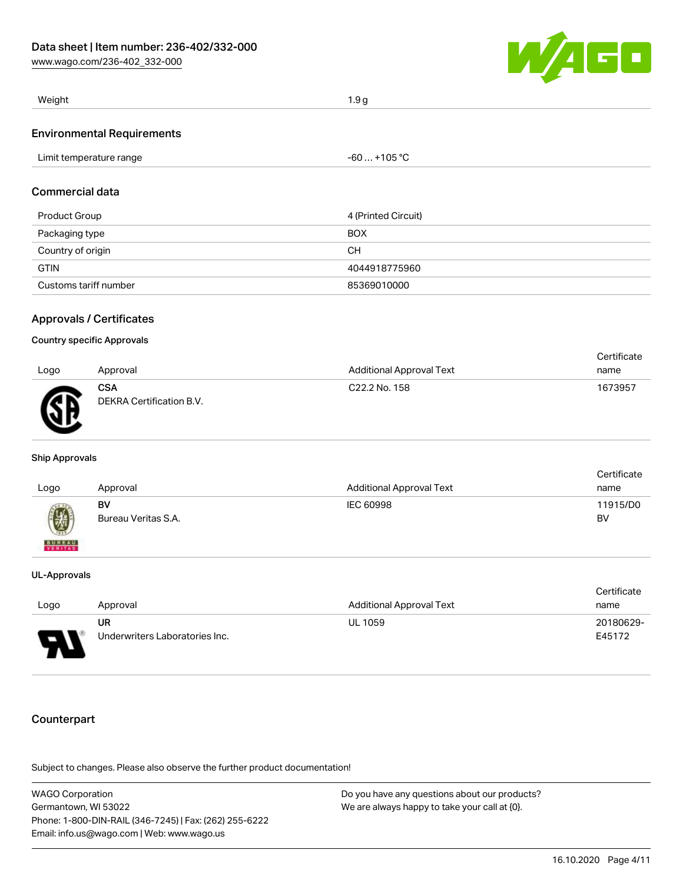| Weight | 1.9 g |
| --- | --- |

## Environmental Requirements

| Limit temperature range | -60 … +105 °C |
| --- | --- |

## Commercial data

| Product Group | 4 (Printed Circuit) |
| --- | --- |
| Packaging type | BOX |
| Country of origin | CH |
| GTIN | 4044918775960 |
| Customs tariff number | 85369010000 |

## Approvals / Certificates

### Country specific Approvals

| Logo | Approval | Additional Approval Text | Certificate name |
| --- | --- | --- | --- |
| | **CSA** DEKRA Certification B.V. | C22.2 No. 158 | 1673957 |

### Ship Approvals

| Logo | Approval | Additional Approval Text | Certificate name |
| --- | --- | --- | --- |
| | **BV** Bureau Veritas S.A. | IEC 60998 | 11915/D0 BV |

### UL-Approvals

| Logo | Approval | Additional Approval Text | Certificate name |
| --- | --- | --- | --- |
| | **UR** Underwriters Laboratories Inc. | UL 1059 | 20180629-E45172 |

## Counterpart

Subject to changes. Please also observe the further product documentation!

WAGO Corporation
Germantown, WI 53022
Phone: 1-800-DIN-RAIL (346-7245) | Fax: (262) 255-6222
Email: info.us@wago.com | Web: www.wago.us

Do you have any questions about our products?
We are always happy to take your call at {0}.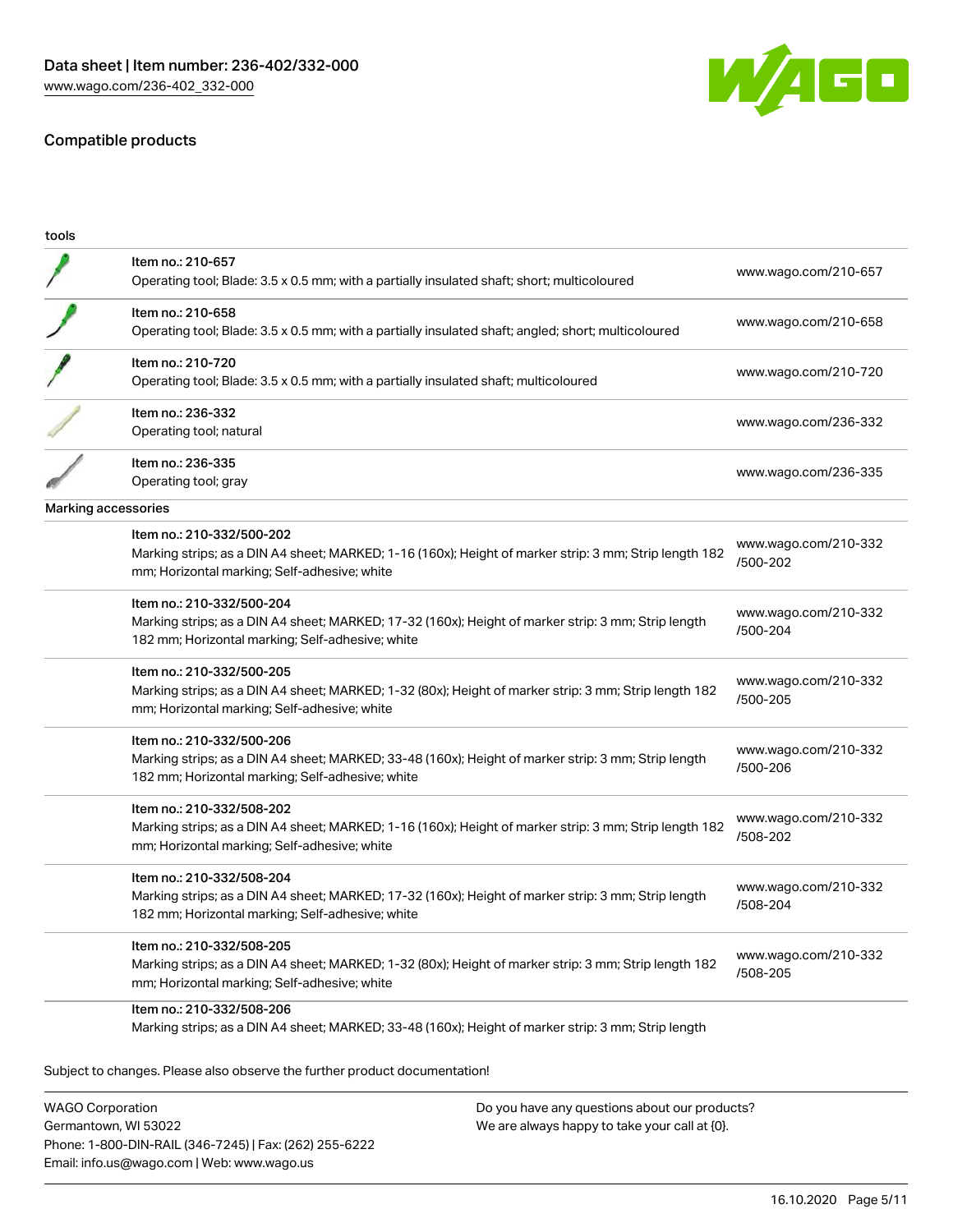## Compatible products

| tools | | |
|---|---|---|
| | Item no.: 210-657<br>Operating tool; Blade: 3.5 x 0.5 mm; with a partially insulated shaft; short; multicoloured | www.wago.com/210-657 |
| | Item no.: 210-658<br>Operating tool; Blade: 3.5 x 0.5 mm; with a partially insulated shaft; angled; short; multicoloured | www.wago.com/210-658 |
| | Item no.: 210-720<br>Operating tool; Blade: 3.5 x 0.5 mm; with a partially insulated shaft; multicoloured | www.wago.com/210-720 |
| | Item no.: 236-332<br>Operating tool; natural | www.wago.com/236-332 |
| | Item no.: 236-335<br>Operating tool; gray | www.wago.com/236-335 |
| Marking accessories | | |
| | Item no.: 210-332/500-202<br>Marking strips; as a DIN A4 sheet; MARKED; 1-16 (160x); Height of marker strip: 3 mm; Strip length 182 mm; Horizontal marking; Self-adhesive; white | www.wago.com/210-332/500-202 |
| | Item no.: 210-332/500-204<br>Marking strips; as a DIN A4 sheet; MARKED; 17-32 (160x); Height of marker strip: 3 mm; Strip length 182 mm; Horizontal marking; Self-adhesive; white | www.wago.com/210-332/500-204 |
| | Item no.: 210-332/500-205<br>Marking strips; as a DIN A4 sheet; MARKED; 1-32 (80x); Height of marker strip: 3 mm; Strip length 182 mm; Horizontal marking; Self-adhesive; white | www.wago.com/210-332/500-205 |
| | Item no.: 210-332/500-206<br>Marking strips; as a DIN A4 sheet; MARKED; 33-48 (160x); Height of marker strip: 3 mm; Strip length 182 mm; Horizontal marking; Self-adhesive; white | www.wago.com/210-332/500-206 |
| | Item no.: 210-332/508-202<br>Marking strips; as a DIN A4 sheet; MARKED; 1-16 (160x); Height of marker strip: 3 mm; Strip length 182 mm; Horizontal marking; Self-adhesive; white | www.wago.com/210-332/508-202 |
| | Item no.: 210-332/508-204<br>Marking strips; as a DIN A4 sheet; MARKED; 17-32 (160x); Height of marker strip: 3 mm; Strip length 182 mm; Horizontal marking; Self-adhesive; white | www.wago.com/210-332/508-204 |
| | Item no.: 210-332/508-205<br>Marking strips; as a DIN A4 sheet; MARKED; 1-32 (80x); Height of marker strip: 3 mm; Strip length 182 mm; Horizontal marking; Self-adhesive; white | www.wago.com/210-332/508-205 |
| | Item no.: 210-332/508-206<br>Marking strips; as a DIN A4 sheet; MARKED; 33-48 (160x); Height of marker strip: 3 mm; Strip length | |

Subject to changes. Please also observe the further product documentation!

WAGO Corporation
Germantown, WI 53022
Phone: 1-800-DIN-RAIL (346-7245) | Fax: (262) 255-6222
Email: info.us@wago.com | Web: www.wago.us

Do you have any questions about our products?
We are always happy to take your call at {0}.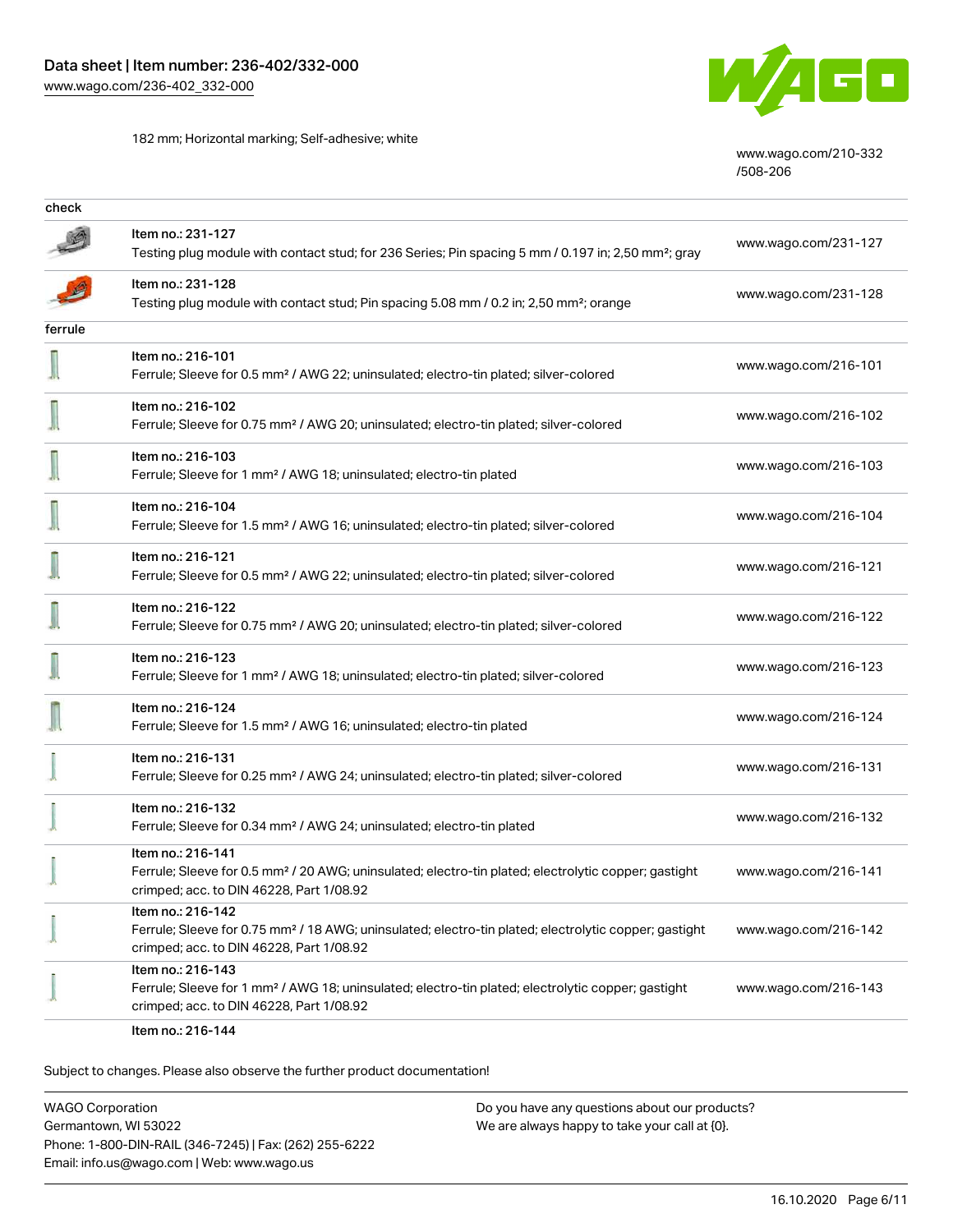| | | |
|---|---|---|
| | 182 mm; Horizontal marking; Self-adhesive; white | www.wago.com/210-332/508-206 |
| **check** | | |
| | Item no.: 231-127<br>Testing plug module with contact stud; for 236 Series; Pin spacing 5 mm / 0.197 in; 2,50 mm²; gray | www.wago.com/231-127 |
| | Item no.: 231-128<br>Testing plug module with contact stud; Pin spacing 5.08 mm / 0.2 in; 2,50 mm²; orange | www.wago.com/231-128 |
| **ferrule** | | |
| | Item no.: 216-101<br>Ferrule; Sleeve for 0.5 mm² / AWG 22; uninsulated; electro-tin plated; silver-colored | www.wago.com/216-101 |
| | Item no.: 216-102<br>Ferrule; Sleeve for 0.75 mm² / AWG 20; uninsulated; electro-tin plated; silver-colored | www.wago.com/216-102 |
| | Item no.: 216-103<br>Ferrule; Sleeve for 1 mm² / AWG 18; uninsulated; electro-tin plated | www.wago.com/216-103 |
| | Item no.: 216-104<br>Ferrule; Sleeve for 1.5 mm² / AWG 16; uninsulated; electro-tin plated; silver-colored | www.wago.com/216-104 |
| | Item no.: 216-121<br>Ferrule; Sleeve for 0.5 mm² / AWG 22; uninsulated; electro-tin plated; silver-colored | www.wago.com/216-121 |
| | Item no.: 216-122<br>Ferrule; Sleeve for 0.75 mm² / AWG 20; uninsulated; electro-tin plated; silver-colored | www.wago.com/216-122 |
| | Item no.: 216-123<br>Ferrule; Sleeve for 1 mm² / AWG 18; uninsulated; electro-tin plated; silver-colored | www.wago.com/216-123 |
| | Item no.: 216-124<br>Ferrule; Sleeve for 1.5 mm² / AWG 16; uninsulated; electro-tin plated | www.wago.com/216-124 |
| | Item no.: 216-131<br>Ferrule; Sleeve for 0.25 mm² / AWG 24; uninsulated; electro-tin plated; silver-colored | www.wago.com/216-131 |
| | Item no.: 216-132<br>Ferrule; Sleeve for 0.34 mm² / AWG 24; uninsulated; electro-tin plated | www.wago.com/216-132 |
| | Item no.: 216-141<br>Ferrule; Sleeve for 0.5 mm² / 20 AWG; uninsulated; electro-tin plated; electrolytic copper; gastight crimped; acc. to DIN 46228, Part 1/08.92 | www.wago.com/216-141 |
| | Item no.: 216-142<br>Ferrule; Sleeve for 0.75 mm² / 18 AWG; uninsulated; electro-tin plated; electrolytic copper; gastight crimped; acc. to DIN 46228, Part 1/08.92 | www.wago.com/216-142 |
| | Item no.: 216-143<br>Ferrule; Sleeve for 1 mm² / AWG 18; uninsulated; electro-tin plated; electrolytic copper; gastight crimped; acc. to DIN 46228, Part 1/08.92 | www.wago.com/216-143 |
| | Item no.: 216-144 | |

Subject to changes. Please also observe the further product documentation!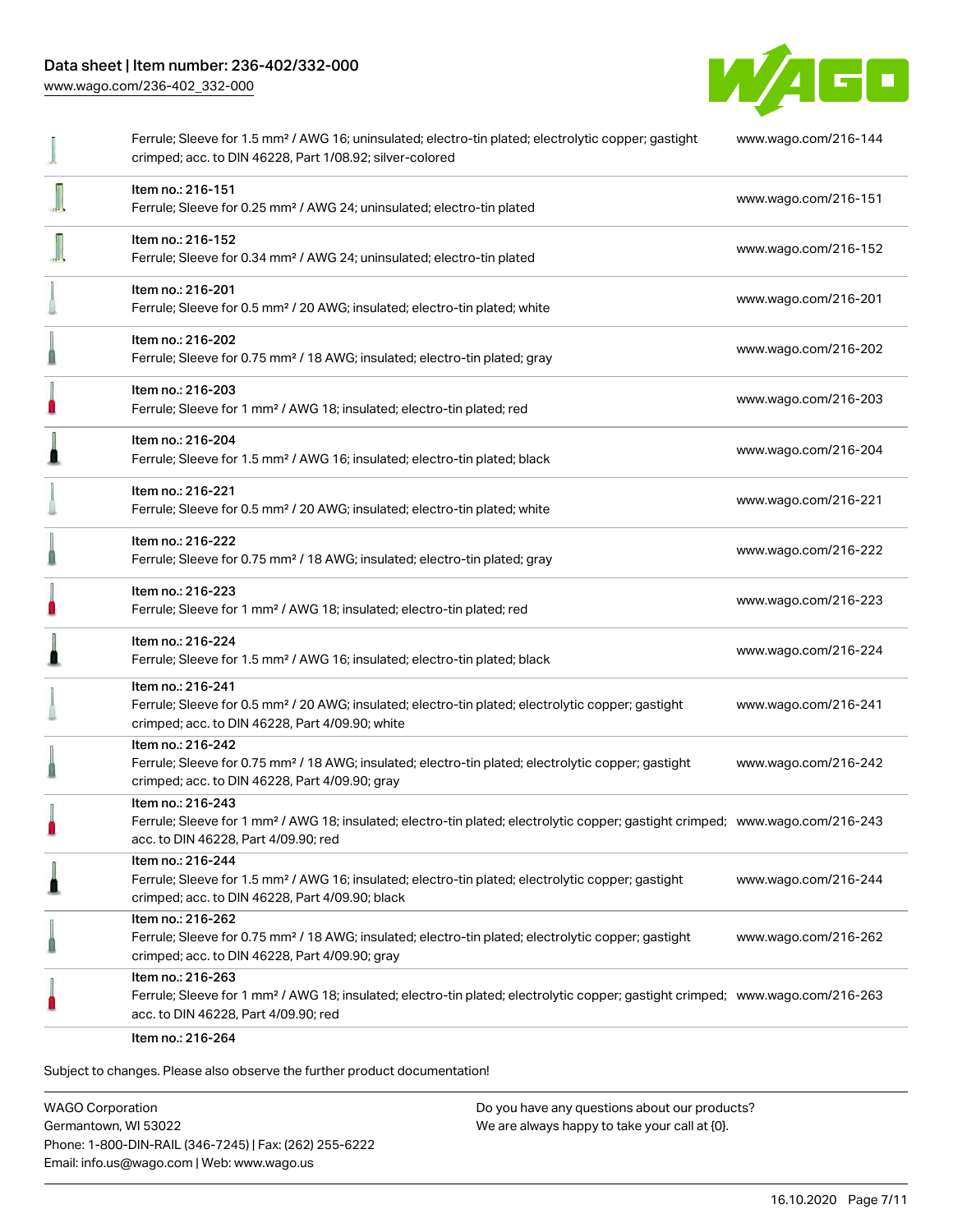| | | |
|---|---|---|
| | Ferrule; Sleeve for 1.5 mm² / AWG 16; uninsulated; electro-tin plated; electrolytic copper; gastight crimped; acc. to DIN 46228, Part 1/08.92; silver-colored | www.wago.com/216-144 |
| | Item no.: 216-151<br>Ferrule; Sleeve for 0.25 mm² / AWG 24; uninsulated; electro-tin plated | www.wago.com/216-151 |
| | Item no.: 216-152<br>Ferrule; Sleeve for 0.34 mm² / AWG 24; uninsulated; electro-tin plated | www.wago.com/216-152 |
| | Item no.: 216-201<br>Ferrule; Sleeve for 0.5 mm² / 20 AWG; insulated; electro-tin plated; white | www.wago.com/216-201 |
| | Item no.: 216-202<br>Ferrule; Sleeve for 0.75 mm² / 18 AWG; insulated; electro-tin plated; gray | www.wago.com/216-202 |
| | Item no.: 216-203<br>Ferrule; Sleeve for 1 mm² / AWG 18; insulated; electro-tin plated; red | www.wago.com/216-203 |
| | Item no.: 216-204<br>Ferrule; Sleeve for 1.5 mm² / AWG 16; insulated; electro-tin plated; black | www.wago.com/216-204 |
| | Item no.: 216-221<br>Ferrule; Sleeve for 0.5 mm² / 20 AWG; insulated; electro-tin plated; white | www.wago.com/216-221 |
| | Item no.: 216-222<br>Ferrule; Sleeve for 0.75 mm² / 18 AWG; insulated; electro-tin plated; gray | www.wago.com/216-222 |
| | Item no.: 216-223<br>Ferrule; Sleeve for 1 mm² / AWG 18; insulated; electro-tin plated; red | www.wago.com/216-223 |
| | Item no.: 216-224<br>Ferrule; Sleeve for 1.5 mm² / AWG 16; insulated; electro-tin plated; black | www.wago.com/216-224 |
| | Item no.: 216-241<br>Ferrule; Sleeve for 0.5 mm² / 20 AWG; insulated; electro-tin plated; electrolytic copper; gastight crimped; acc. to DIN 46228, Part 4/09.90; white | www.wago.com/216-241 |
| | Item no.: 216-242<br>Ferrule; Sleeve for 0.75 mm² / 18 AWG; insulated; electro-tin plated; electrolytic copper; gastight crimped; acc. to DIN 46228, Part 4/09.90; gray | www.wago.com/216-242 |
| | Item no.: 216-243<br>Ferrule; Sleeve for 1 mm² / AWG 18; insulated; electro-tin plated; electrolytic copper; gastight crimped; acc. to DIN 46228, Part 4/09.90; red | www.wago.com/216-243 |
| | Item no.: 216-244<br>Ferrule; Sleeve for 1.5 mm² / AWG 16; insulated; electro-tin plated; electrolytic copper; gastight crimped; acc. to DIN 46228, Part 4/09.90; black | www.wago.com/216-244 |
| | Item no.: 216-262<br>Ferrule; Sleeve for 0.75 mm² / 18 AWG; insulated; electro-tin plated; electrolytic copper; gastight crimped; acc. to DIN 46228, Part 4/09.90; gray | www.wago.com/216-262 |
| | Item no.: 216-263<br>Ferrule; Sleeve for 1 mm² / AWG 18; insulated; electro-tin plated; electrolytic copper; gastight crimped; acc. to DIN 46228, Part 4/09.90; red | www.wago.com/216-263 |
| | Item no.: 216-264 | |

Subject to changes. Please also observe the further product documentation!

WAGO Corporation
Germantown, WI 53022
Phone: 1-800-DIN-RAIL (346-7245) | Fax: (262) 255-6222
Email: info.us@wago.com | Web: www.wago.us

Do you have any questions about our products?
We are always happy to take your call at {0}.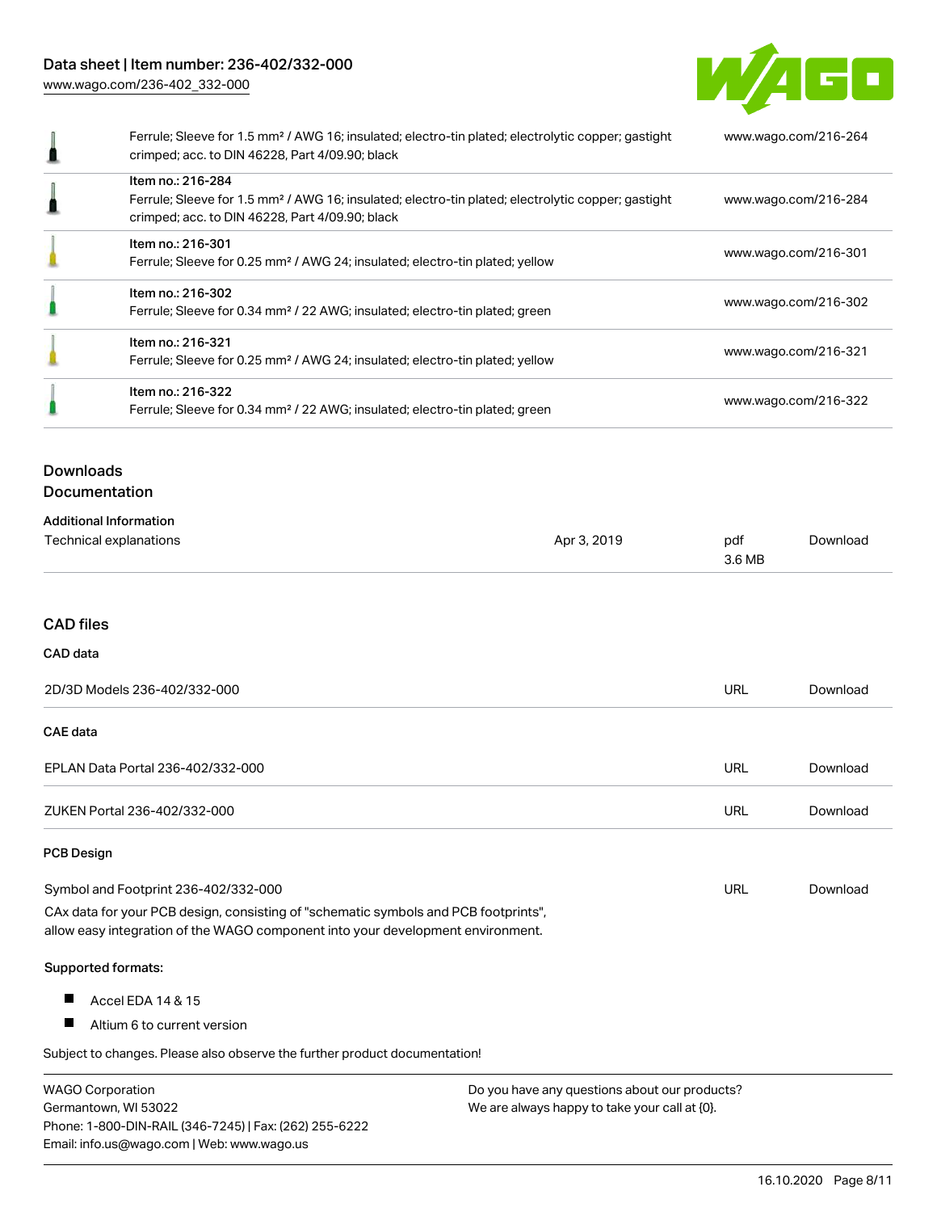| Description | Link |
| --- | --- |
| Ferrule; Sleeve for 1.5 mm² / AWG 16; insulated; electro-tin plated; electrolytic copper; gastight crimped; acc. to DIN 46228, Part 4/09.90; black | www.wago.com/216-264 |
| Item no.: 216-284<br>Ferrule; Sleeve for 1.5 mm² / AWG 16; insulated; electro-tin plated; electrolytic copper; gastight crimped; acc. to DIN 46228, Part 4/09.90; black | www.wago.com/216-284 |
| Item no.: 216-301<br>Ferrule; Sleeve for 0.25 mm² / AWG 24; insulated; electro-tin plated; yellow | www.wago.com/216-301 |
| Item no.: 216-302<br>Ferrule; Sleeve for 0.34 mm² / 22 AWG; insulated; electro-tin plated; green | www.wago.com/216-302 |
| Item no.: 216-321<br>Ferrule; Sleeve for 0.25 mm² / AWG 24; insulated; electro-tin plated; yellow | www.wago.com/216-321 |
| Item no.: 216-322<br>Ferrule; Sleeve for 0.34 mm² / 22 AWG; insulated; electro-tin plated; green | www.wago.com/216-322 |

## Downloads
## Documentation

### Additional Information

| | | | |
| --- | --- | --- | --- |
| Technical explanations | Apr 3, 2019 | pdf<br>3.6 MB | Download |

## CAD files

### CAD data

| | | |
| --- | --- | --- |
| 2D/3D Models 236-402/332-000 | URL | Download |

### CAE data

| | | |
| --- | --- | --- |
| EPLAN Data Portal 236-402/332-000 | URL | Download |
| ZUKEN Portal 236-402/332-000 | URL | Download |

### PCB Design

| | | |
| --- | --- | --- |
| Symbol and Footprint 236-402/332-000 | URL | Download |

CAx data for your PCB design, consisting of "schematic symbols and PCB footprints", allow easy integration of the WAGO component into your development environment.

**Supported formats:**

- Accel EDA 14 & 15
- Altium 6 to current version

Subject to changes. Please also observe the further product documentation!

WAGO Corporation
Germantown, WI 53022
Phone: 1-800-DIN-RAIL (346-7245) | Fax: (262) 255-6222
Email: info.us@wago.com | Web: www.wago.us

Do you have any questions about our products?
We are always happy to take your call at {0}.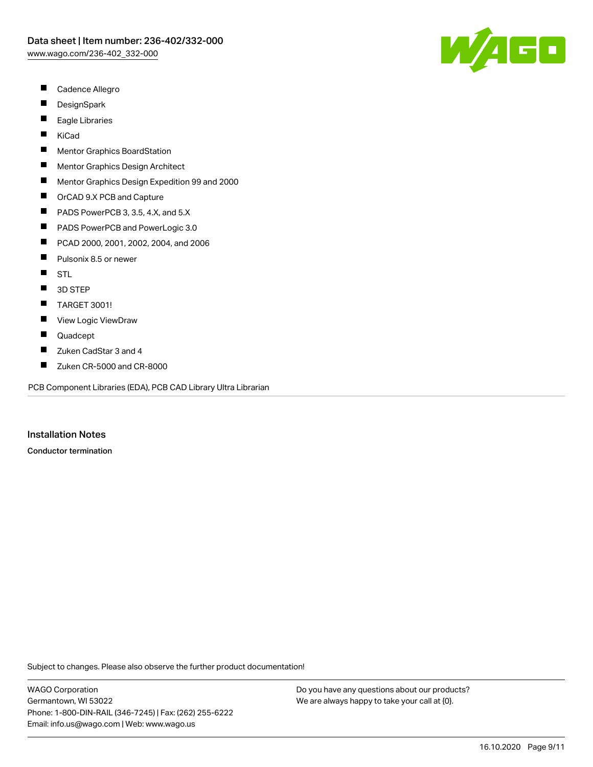- Cadence Allegro
- DesignSpark
- Eagle Libraries
- KiCad
- Mentor Graphics BoardStation
- Mentor Graphics Design Architect
- Mentor Graphics Design Expedition 99 and 2000
- OrCAD 9.X PCB and Capture
- PADS PowerPCB 3, 3.5, 4.X, and 5.X
- PADS PowerPCB and PowerLogic 3.0
- PCAD 2000, 2001, 2002, 2004, and 2006
- Pulsonix 8.5 or newer
- STL
- 3D STEP
- TARGET 3001!
- View Logic ViewDraw
- Quadcept
- Zuken CadStar 3 and 4
- Zuken CR-5000 and CR-8000

PCB Component Libraries (EDA), PCB CAD Library Ultra Librarian

## Installation Notes

**Conductor termination**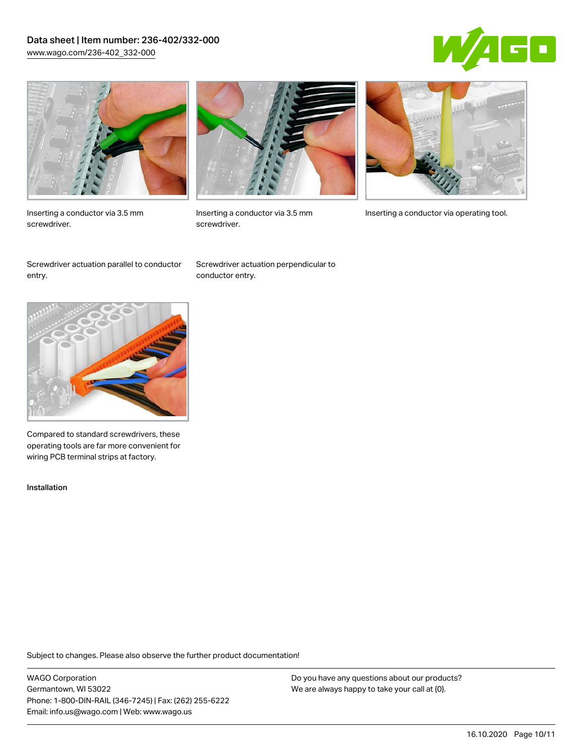Inserting a conductor via 3.5 mm screwdriver.

Screwdriver actuation parallel to conductor entry.

Inserting a conductor via 3.5 mm screwdriver.

Screwdriver actuation perpendicular to conductor entry.

Inserting a conductor via operating tool.

Compared to standard screwdrivers, these operating tools are far more convenient for wiring PCB terminal strips at factory.

Installation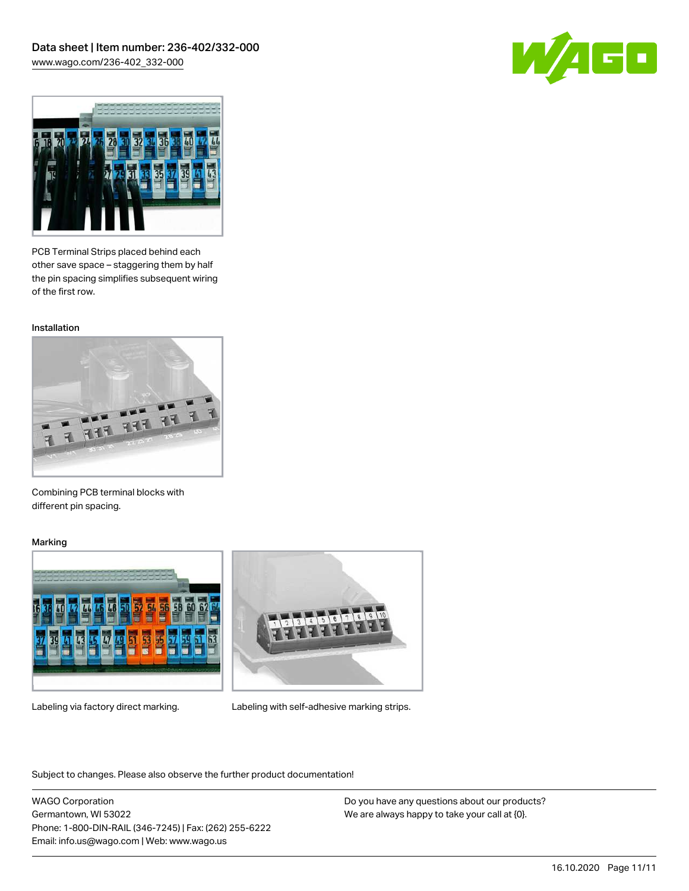PCB Terminal Strips placed behind each other save space – staggering them by half the pin spacing simplifies subsequent wiring of the first row.

### Installation

Combining PCB terminal blocks with different pin spacing.

### Marking

Labeling via factory direct marking.

Labeling with self-adhesive marking strips.

Subject to changes. Please also observe the further product documentation!

WAGO Corporation
Germantown, WI 53022
Phone: 1-800-DIN-RAIL (346-7245) | Fax: (262) 255-6222
Email: info.us@wago.com | Web: www.wago.us

Do you have any questions about our products?
We are always happy to take your call at {0}.